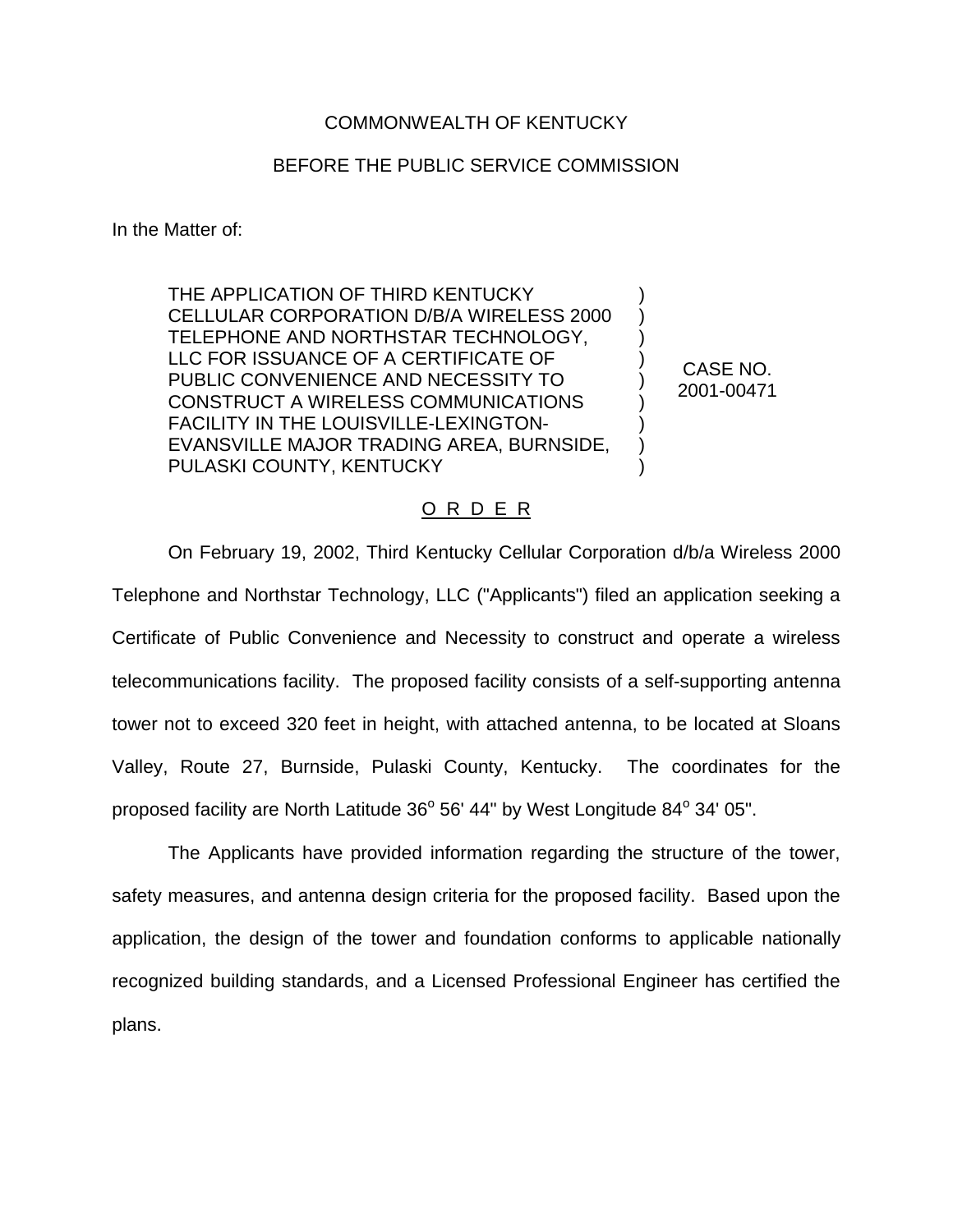COMMONWEALTH OF KENTUCKY

BEFORE THE PUBLIC SERVICE COMMISSION

In the Matter of:

| | | |
|---|---|---|
| THE APPLICATION OF THIRD KENTUCKY CELLULAR CORPORATION D/B/A WIRELESS 2000 TELEPHONE AND NORTHSTAR TECHNOLOGY, LLC FOR ISSUANCE OF A CERTIFICATE OF PUBLIC CONVENIENCE AND NECESSITY TO CONSTRUCT A WIRELESS COMMUNICATIONS FACILITY IN THE LOUISVILLE-LEXINGTON-EVANSVILLE MAJOR TRADING AREA, BURNSIDE, PULASKI COUNTY, KENTUCKY | ) | CASE NO. 2001-00471 |

## O R D E R

On February 19, 2002, Third Kentucky Cellular Corporation d/b/a Wireless 2000 Telephone and Northstar Technology, LLC ("Applicants") filed an application seeking a Certificate of Public Convenience and Necessity to construct and operate a wireless telecommunications facility. The proposed facility consists of a self-supporting antenna tower not to exceed 320 feet in height, with attached antenna, to be located at Sloans Valley, Route 27, Burnside, Pulaski County, Kentucky. The coordinates for the proposed facility are North Latitude 36° 56' 44" by West Longitude 84° 34' 05".

The Applicants have provided information regarding the structure of the tower, safety measures, and antenna design criteria for the proposed facility. Based upon the application, the design of the tower and foundation conforms to applicable nationally recognized building standards, and a Licensed Professional Engineer has certified the plans.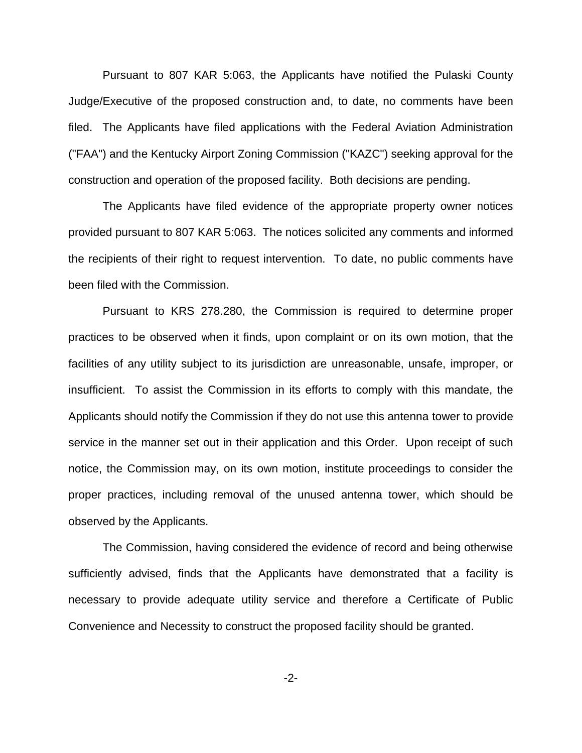Pursuant to 807 KAR 5:063, the Applicants have notified the Pulaski County Judge/Executive of the proposed construction and, to date, no comments have been filed. The Applicants have filed applications with the Federal Aviation Administration ("FAA") and the Kentucky Airport Zoning Commission ("KAZC") seeking approval for the construction and operation of the proposed facility. Both decisions are pending.

The Applicants have filed evidence of the appropriate property owner notices provided pursuant to 807 KAR 5:063. The notices solicited any comments and informed the recipients of their right to request intervention. To date, no public comments have been filed with the Commission.

Pursuant to KRS 278.280, the Commission is required to determine proper practices to be observed when it finds, upon complaint or on its own motion, that the facilities of any utility subject to its jurisdiction are unreasonable, unsafe, improper, or insufficient. To assist the Commission in its efforts to comply with this mandate, the Applicants should notify the Commission if they do not use this antenna tower to provide service in the manner set out in their application and this Order. Upon receipt of such notice, the Commission may, on its own motion, institute proceedings to consider the proper practices, including removal of the unused antenna tower, which should be observed by the Applicants.

The Commission, having considered the evidence of record and being otherwise sufficiently advised, finds that the Applicants have demonstrated that a facility is necessary to provide adequate utility service and therefore a Certificate of Public Convenience and Necessity to construct the proposed facility should be granted.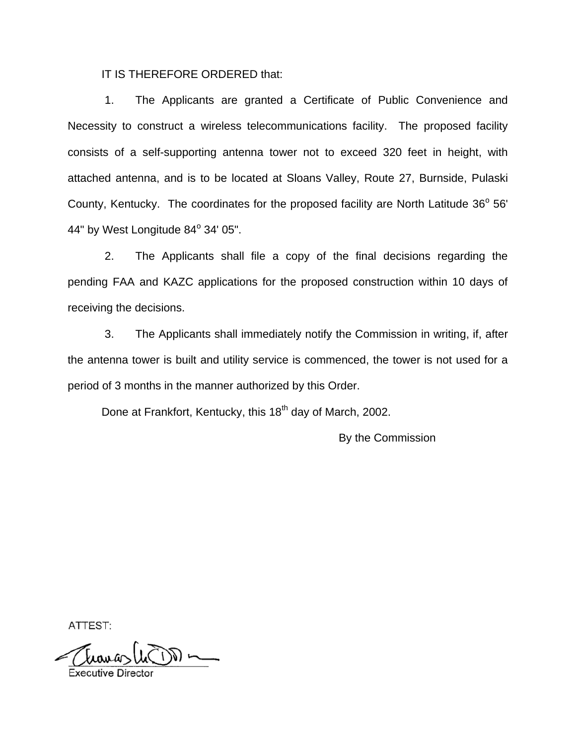IT IS THEREFORE ORDERED that:

1. The Applicants are granted a Certificate of Public Convenience and Necessity to construct a wireless telecommunications facility. The proposed facility consists of a self-supporting antenna tower not to exceed 320 feet in height, with attached antenna, and is to be located at Sloans Valley, Route 27, Burnside, Pulaski County, Kentucky. The coordinates for the proposed facility are North Latitude 36° 56' 44" by West Longitude 84° 34' 05".

2. The Applicants shall file a copy of the final decisions regarding the pending FAA and KAZC applications for the proposed construction within 10 days of receiving the decisions.

3. The Applicants shall immediately notify the Commission in writing, if, after the antenna tower is built and utility service is commenced, the tower is not used for a period of 3 months in the manner authorized by this Order.

Done at Frankfort, Kentucky, this 18th day of March, 2002.

By the Commission

ATTEST:

Executive Director